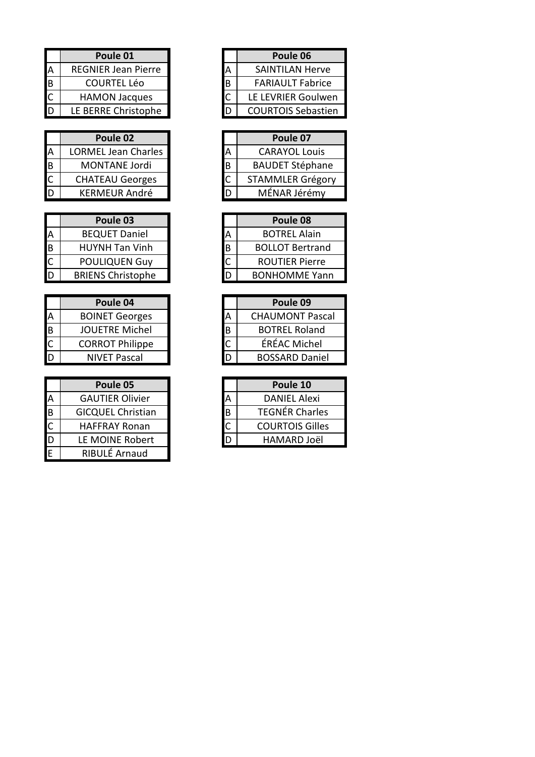| | Poule 01 |
|---|---|
| A | REGNIER Jean Pierre |
| B | COURTEL Léo |
| C | HAMON Jacques |
| D | LE BERRE Christophe |

| | Poule 06 |
|---|---|
| A | SAINTILAN Herve |
| B | FARIAULT Fabrice |
| C | LE LEVRIER Goulwen |
| D | COURTOIS Sebastien |

| | Poule 02 |
|---|---|
| A | LORMEL Jean Charles |
| B | MONTANE Jordi |
| C | CHATEAU Georges |
| D | KERMEUR André |

| | Poule 07 |
|---|---|
| A | CARAYOL Louis |
| B | BAUDET Stéphane |
| C | STAMMLER Grégory |
| D | MÉNAR Jérémy |

| | Poule 03 |
|---|---|
| A | BEQUET Daniel |
| B | HUYNH Tan Vinh |
| C | POULIQUEN Guy |
| D | BRIENS Christophe |

| | Poule 08 |
|---|---|
| A | BOTREL Alain |
| B | BOLLOT Bertrand |
| C | ROUTIER Pierre |
| D | BONHOMME Yann |

| | Poule 04 |
|---|---|
| A | BOINET Georges |
| B | JOUETRE Michel |
| C | CORROT Philippe |
| D | NIVET Pascal |

| | Poule 09 |
|---|---|
| A | CHAUMONT Pascal |
| B | BOTREL Roland |
| C | ÉRÉAC Michel |
| D | BOSSARD Daniel |

| | Poule 05 |
|---|---|
| A | GAUTIER Olivier |
| B | GICQUEL Christian |
| C | HAFFRAY Ronan |
| D | LE MOINE Robert |
| E | RIBULÉ Arnaud |

| | Poule 10 |
|---|---|
| A | DANIEL Alexi |
| B | TEGNÉR Charles |
| C | COURTOIS Gilles |
| D | HAMARD Joël |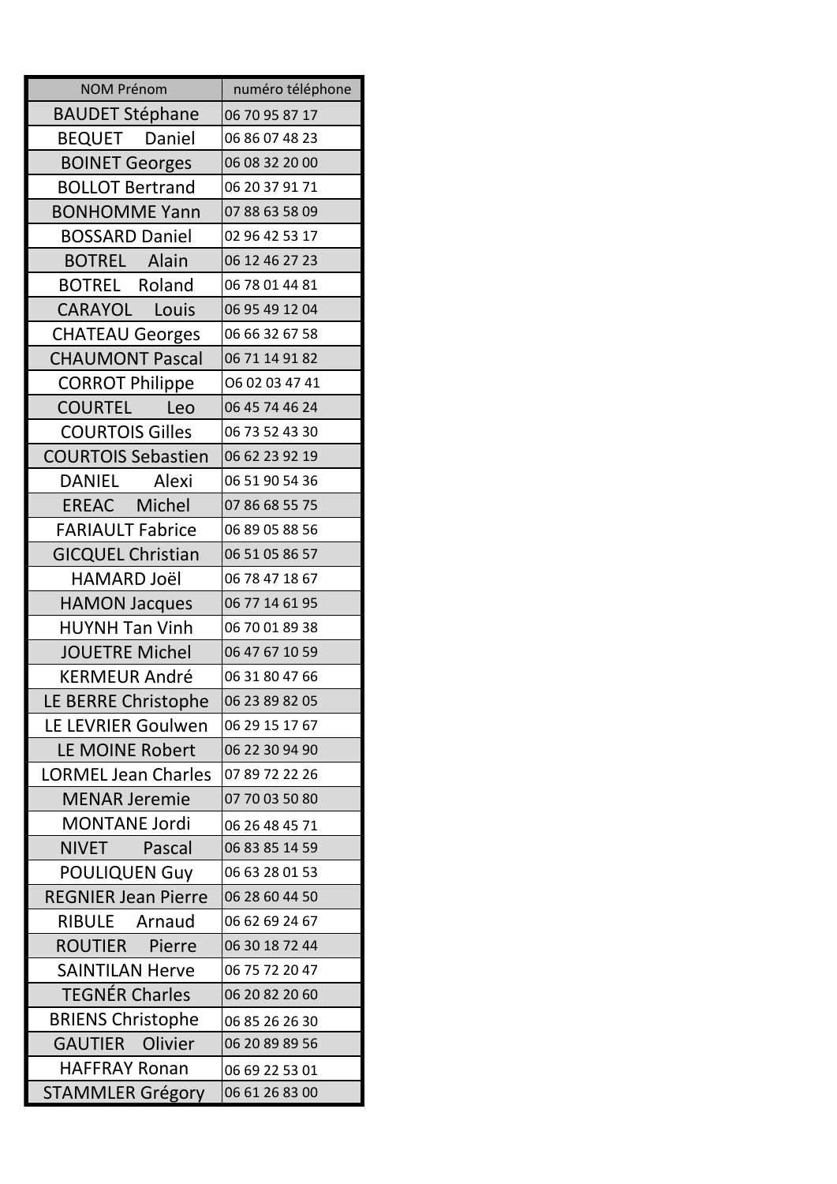| NOM Prénom | numéro téléphone |
|---|---|
| BAUDET Stéphane | 06 70 95 87 17 |
| BEQUET Daniel | 06 86 07 48 23 |
| BOINET Georges | 06 08 32 20 00 |
| BOLLOT Bertrand | 06 20 37 91 71 |
| BONHOMME Yann | 07 88 63 58 09 |
| BOSSARD Daniel | 02 96 42 53 17 |
| BOTREL Alain | 06 12 46 27 23 |
| BOTREL Roland | 06 78 01 44 81 |
| CARAYOL Louis | 06 95 49 12 04 |
| CHATEAU Georges | 06 66 32 67 58 |
| CHAUMONT Pascal | 06 71 14 91 82 |
| CORROT Philippe | O6 02 03 47 41 |
| COURTEL Leo | 06 45 74 46 24 |
| COURTOIS Gilles | 06 73 52 43 30 |
| COURTOIS Sebastien | 06 62 23 92 19 |
| DANIEL Alexi | 06 51 90 54 36 |
| EREAC Michel | 07 86 68 55 75 |
| FARIAULT Fabrice | 06 89 05 88 56 |
| GICQUEL Christian | 06 51 05 86 57 |
| HAMARD Joël | 06 78 47 18 67 |
| HAMON Jacques | 06 77 14 61 95 |
| HUYNH Tan Vinh | 06 70 01 89 38 |
| JOUETRE Michel | 06 47 67 10 59 |
| KERMEUR André | 06 31 80 47 66 |
| LE BERRE Christophe | 06 23 89 82 05 |
| LE LEVRIER Goulwen | 06 29 15 17 67 |
| LE MOINE Robert | 06 22 30 94 90 |
| LORMEL Jean Charles | 07 89 72 22 26 |
| MENAR Jeremie | 07 70 03 50 80 |
| MONTANE Jordi | 06 26 48 45 71 |
| NIVET Pascal | 06 83 85 14 59 |
| POULIQUEN Guy | 06 63 28 01 53 |
| REGNIER Jean Pierre | 06 28 60 44 50 |
| RIBULE Arnaud | 06 62 69 24 67 |
| ROUTIER Pierre | 06 30 18 72 44 |
| SAINTILAN Herve | 06 75 72 20 47 |
| TEGNÉR Charles | 06 20 82 20 60 |
| BRIENS Christophe | 06 85 26 26 30 |
| GAUTIER Olivier | 06 20 89 89 56 |
| HAFFRAY Ronan | 06 69 22 53 01 |
| STAMMLER Grégory | 06 61 26 83 00 |